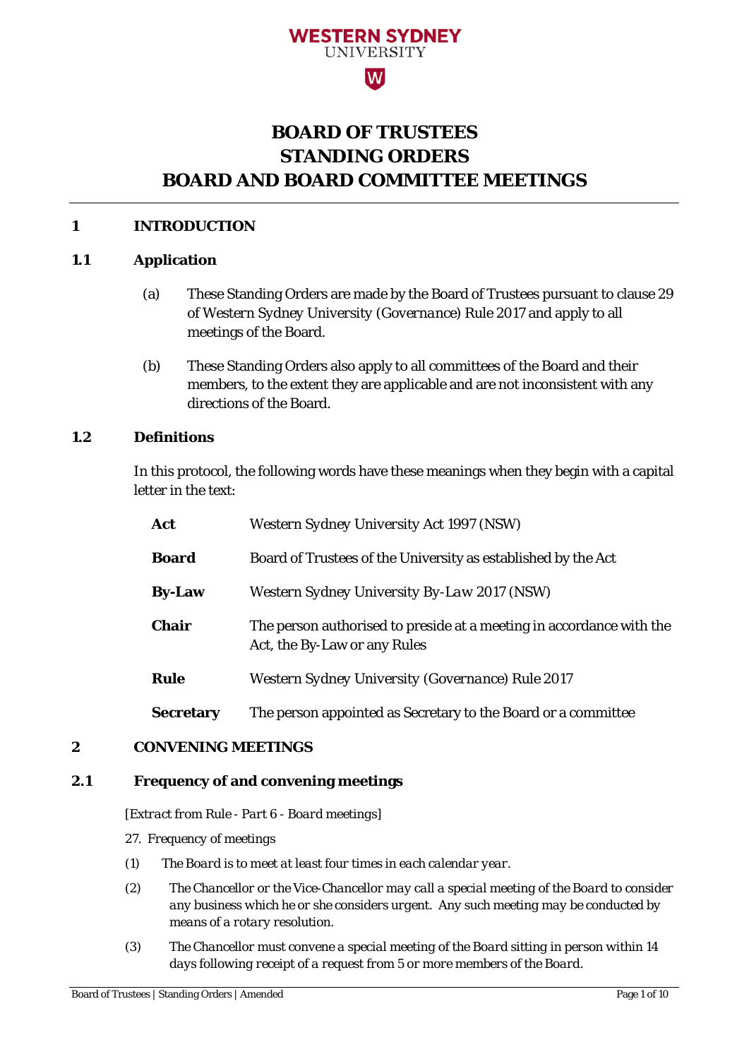WESTERN SYDNEY
UNIVERSITY

# BOARD OF TRUSTEES
# STANDING ORDERS
# BOARD AND BOARD COMMITTEE MEETINGS

## 1 INTRODUCTION

### 1.1 Application

(a) These Standing Orders are made by the Board of Trustees pursuant to clause 29 of Western Sydney University (*Governance*) Rule 2017 and apply to all meetings of the Board.

(b) These Standing Orders also apply to all committees of the Board and their members, to the extent they are applicable and are not inconsistent with any directions of the Board.

### 1.2 Definitions

In this protocol, the following words have these meanings when they begin with a capital letter in the text:

| | |
|---|---|
| **Act** | Western Sydney University Act 1997 (NSW) |
| **Board** | Board of Trustees of the University as established by the Act |
| **By-Law** | Western Sydney University *By-Law* 2017 (NSW) |
| **Chair** | The person authorised to preside at a meeting in accordance with the Act, the By-Law or any Rules |
| **Rule** | Western Sydney University (*Governance*) Rule 2017 |
| **Secretary** | The person appointed as Secretary to the Board or a committee |

## 2 CONVENING MEETINGS

### 2.1 Frequency of and convening meetings

*[Extract from Rule - Part 6 - Board meetings]*

*27. Frequency of meetings*

*(1) The Board is to meet at least four times in each calendar year.*

*(2) The Chancellor or the Vice-Chancellor may call a special meeting of the Board to consider any business which he or she considers urgent. Any such meeting may be conducted by means of a rotary resolution.*

*(3) The Chancellor must convene a special meeting of the Board sitting in person within 14 days following receipt of a request from 5 or more members of the Board.*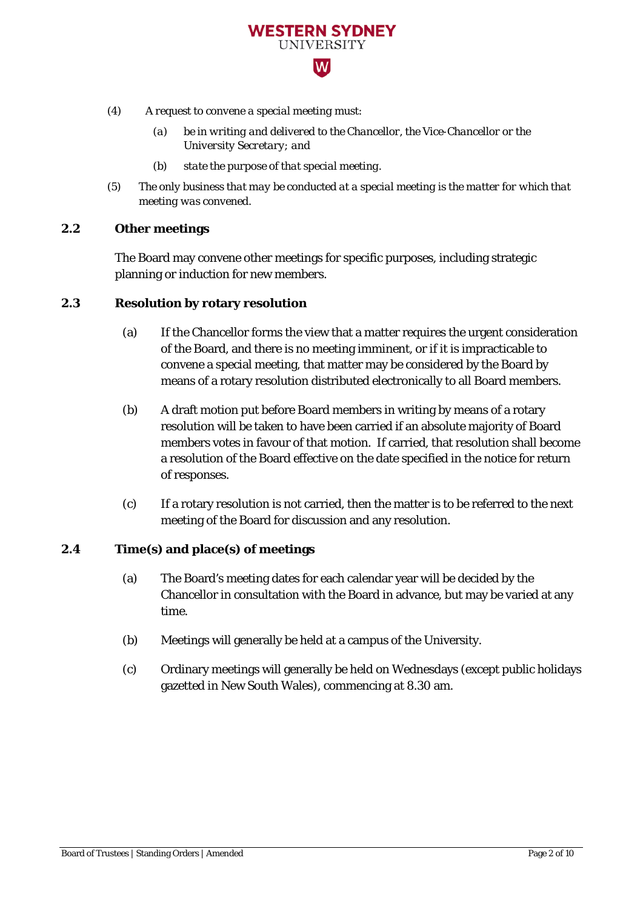(4) *A request to convene a special meeting must:*

  (a) *be in writing and delivered to the Chancellor, the Vice-Chancellor or the University Secretary; and*

  (b) *state the purpose of that special meeting.*

(5) *The only business that may be conducted at a special meeting is the matter for which that meeting was convened.*

## 2.2 Other meetings

The Board may convene other meetings for specific purposes, including strategic planning or induction for new members.

## 2.3 Resolution by rotary resolution

(a) If the Chancellor forms the view that a matter requires the urgent consideration of the Board, and there is no meeting imminent, or if it is impracticable to convene a special meeting, that matter may be considered by the Board by means of a rotary resolution distributed electronically to all Board members.

(b) A draft motion put before Board members in writing by means of a rotary resolution will be taken to have been carried if an absolute majority of Board members votes in favour of that motion. If carried, that resolution shall become a resolution of the Board effective on the date specified in the notice for return of responses.

(c) If a rotary resolution is not carried, then the matter is to be referred to the next meeting of the Board for discussion and any resolution.

## 2.4 Time(s) and place(s) of meetings

(a) The Board's meeting dates for each calendar year will be decided by the Chancellor in consultation with the Board in advance, but may be varied at any time.

(b) Meetings will generally be held at a campus of the University.

(c) Ordinary meetings will generally be held on Wednesdays (except public holidays gazetted in New South Wales), commencing at 8.30 am.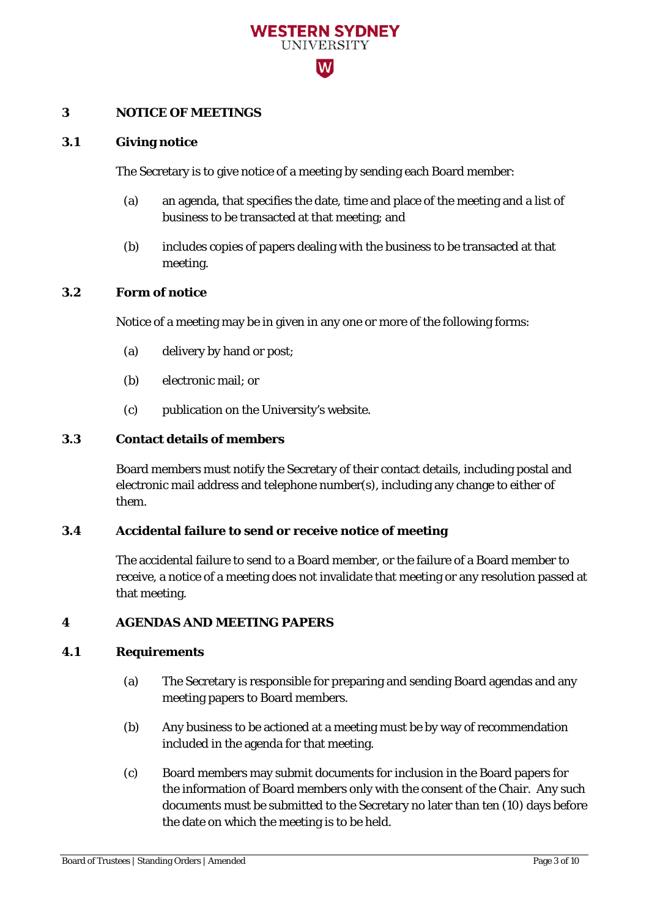## 3 NOTICE OF MEETINGS

### 3.1 Giving notice

The Secretary is to give notice of a meeting by sending each Board member:

(a) an agenda, that specifies the date, time and place of the meeting and a list of business to be transacted at that meeting; and

(b) includes copies of papers dealing with the business to be transacted at that meeting.

### 3.2 Form of notice

Notice of a meeting may be in given in any one or more of the following forms:

(a) delivery by hand or post;

(b) electronic mail; or

(c) publication on the University's website.

### 3.3 Contact details of members

Board members must notify the Secretary of their contact details, including postal and electronic mail address and telephone number(s), including any change to either of them.

### 3.4 Accidental failure to send or receive notice of meeting

The accidental failure to send to a Board member, or the failure of a Board member to receive, a notice of a meeting does not invalidate that meeting or any resolution passed at that meeting.

## 4 AGENDAS AND MEETING PAPERS

### 4.1 Requirements

(a) The Secretary is responsible for preparing and sending Board agendas and any meeting papers to Board members.

(b) Any business to be actioned at a meeting must be by way of recommendation included in the agenda for that meeting.

(c) Board members may submit documents for inclusion in the Board papers for the information of Board members only with the consent of the Chair. Any such documents must be submitted to the Secretary no later than ten (10) days before the date on which the meeting is to be held.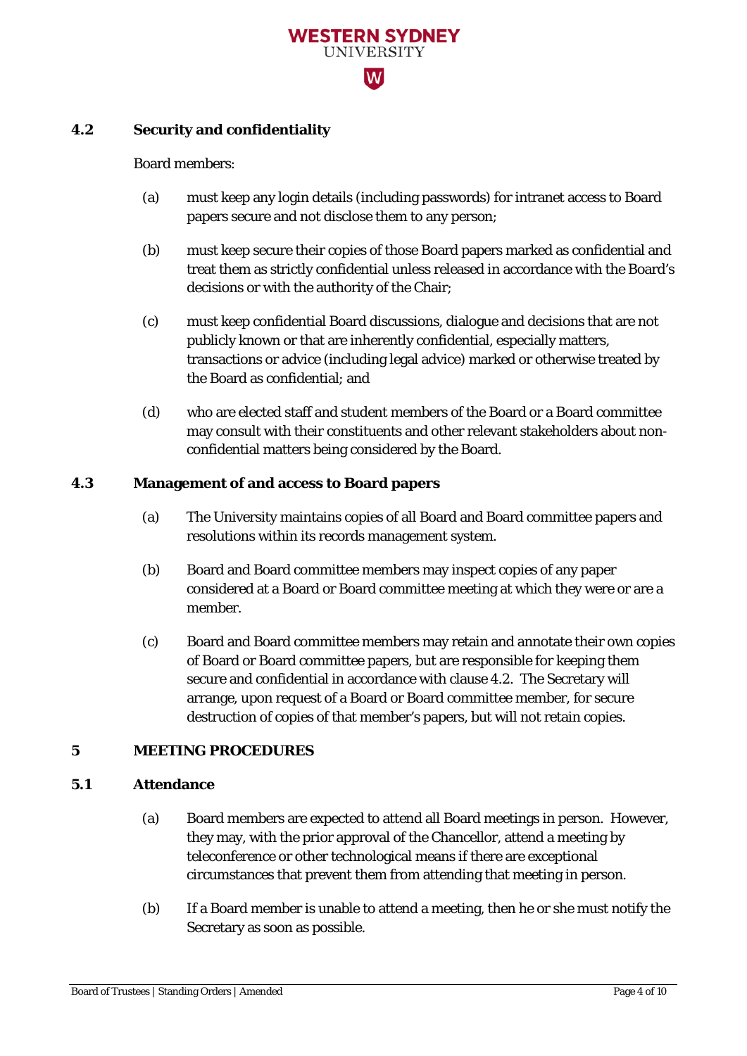### 4.2 Security and confidentiality

Board members:

(a) must keep any login details (including passwords) for intranet access to Board papers secure and not disclose them to any person;

(b) must keep secure their copies of those Board papers marked as confidential and treat them as strictly confidential unless released in accordance with the Board's decisions or with the authority of the Chair;

(c) must keep confidential Board discussions, dialogue and decisions that are not publicly known or that are inherently confidential, especially matters, transactions or advice (including legal advice) marked or otherwise treated by the Board as confidential; and

(d) who are elected staff and student members of the Board or a Board committee may consult with their constituents and other relevant stakeholders about non-confidential matters being considered by the Board.

### 4.3 Management of and access to Board papers

(a) The University maintains copies of all Board and Board committee papers and resolutions within its records management system.

(b) Board and Board committee members may inspect copies of any paper considered at a Board or Board committee meeting at which they were or are a member.

(c) Board and Board committee members may retain and annotate their own copies of Board or Board committee papers, but are responsible for keeping them secure and confidential in accordance with clause 4.2. The Secretary will arrange, upon request of a Board or Board committee member, for secure destruction of copies of that member's papers, but will not retain copies.

## 5 MEETING PROCEDURES

### 5.1 Attendance

(a) Board members are expected to attend all Board meetings in person. However, they may, with the prior approval of the Chancellor, attend a meeting by teleconference or other technological means if there are exceptional circumstances that prevent them from attending that meeting in person.

(b) If a Board member is unable to attend a meeting, then he or she must notify the Secretary as soon as possible.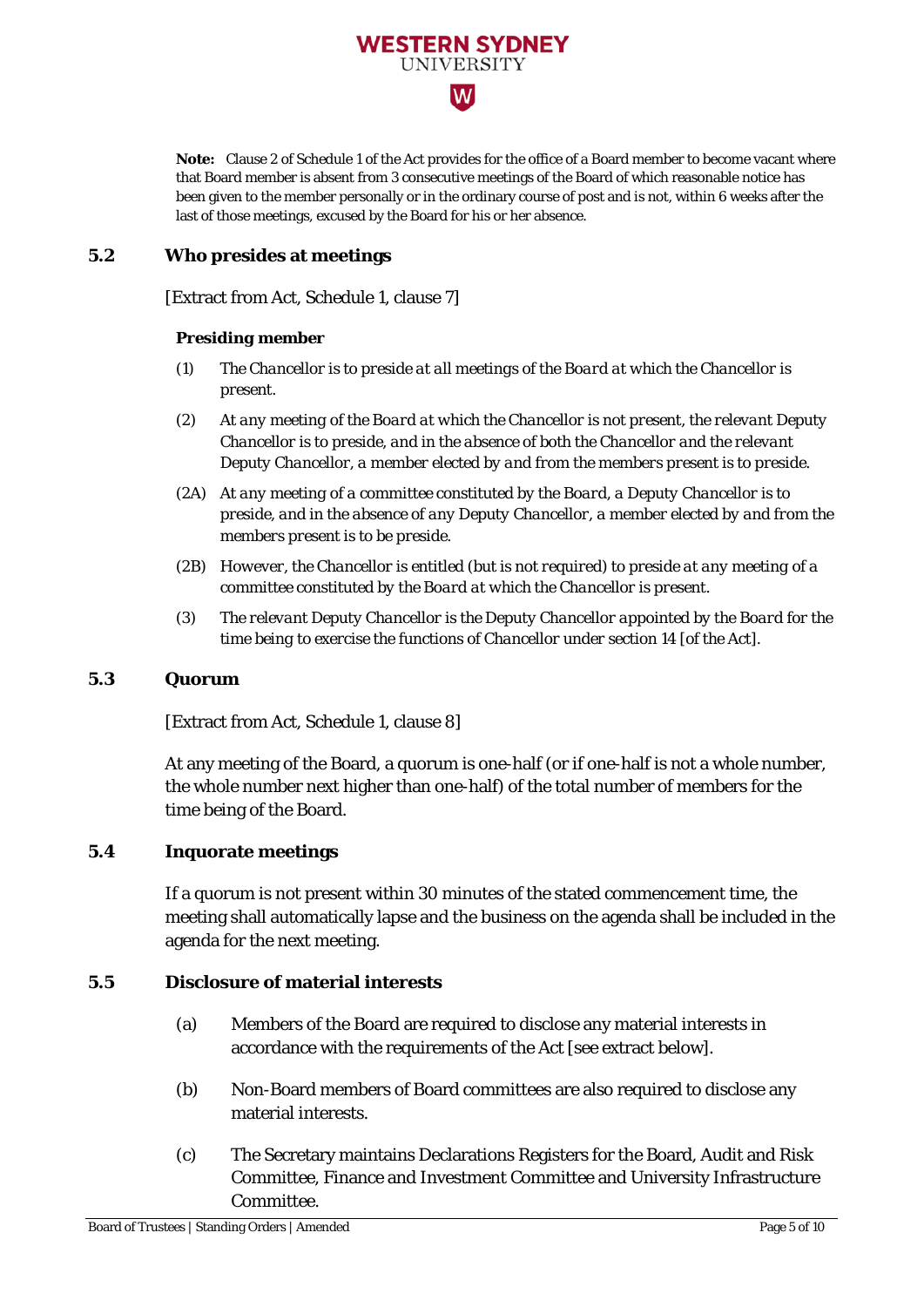**Note:** Clause 2 of Schedule 1 of the Act provides for the office of a Board member to become vacant where that Board member is absent from 3 consecutive meetings of the Board of which reasonable notice has been given to the member personally or in the ordinary course of post and is not, within 6 weeks after the last of those meetings, excused by the Board for his or her absence.

### 5.2 Who presides at meetings

[Extract from Act, Schedule 1, clause 7]

***Presiding member***

*(1) The Chancellor is to preside at all meetings of the Board at which the Chancellor is present.*

*(2) At any meeting of the Board at which the Chancellor is not present, the relevant Deputy Chancellor is to preside, and in the absence of both the Chancellor and the relevant Deputy Chancellor, a member elected by and from the members present is to preside.*

*(2A) At any meeting of a committee constituted by the Board, a Deputy Chancellor is to preside, and in the absence of any Deputy Chancellor, a member elected by and from the members present is to be preside.*

*(2B) However, the Chancellor is entitled (but is not required) to preside at any meeting of a committee constituted by the Board at which the Chancellor is present.*

*(3) The relevant Deputy Chancellor is the Deputy Chancellor appointed by the Board for the time being to exercise the functions of Chancellor under section 14 [of the Act].*

### 5.3 Quorum

[Extract from Act, Schedule 1, clause 8]

At any meeting of the Board, a quorum is one-half (or if one-half is not a whole number, the whole number next higher than one-half) of the total number of members for the time being of the Board.

### 5.4 Inquorate meetings

If a quorum is not present within 30 minutes of the stated commencement time, the meeting shall automatically lapse and the business on the agenda shall be included in the agenda for the next meeting.

### 5.5 Disclosure of material interests

(a) Members of the Board are required to disclose any material interests in accordance with the requirements of the Act [see extract below].

(b) Non-Board members of Board committees are also required to disclose any material interests.

(c) The Secretary maintains Declarations Registers for the Board, Audit and Risk Committee, Finance and Investment Committee and University Infrastructure Committee.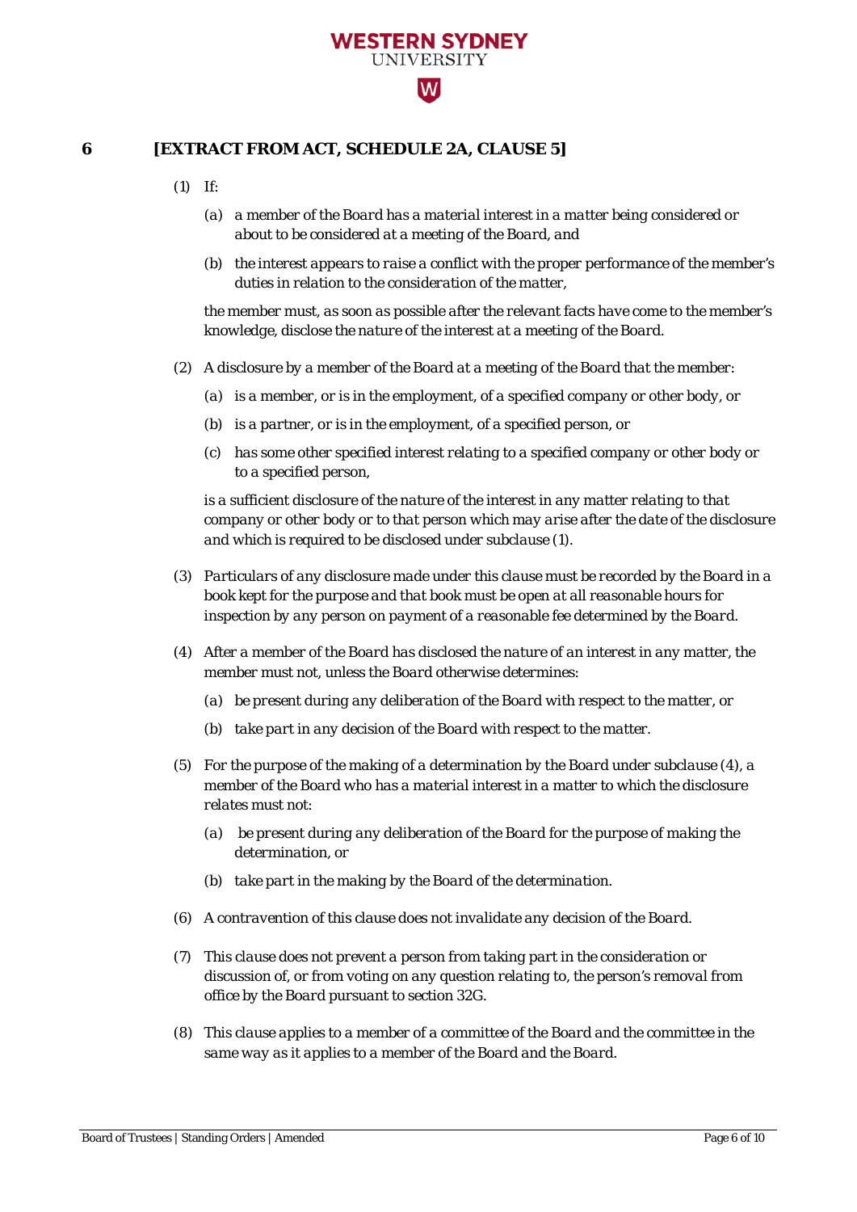## 6 [EXTRACT FROM ACT, SCHEDULE 2A, CLAUSE 5]

*(1) If:*

*(a) a member of the Board has a material interest in a matter being considered or about to be considered at a meeting of the Board, and*

*(b) the interest appears to raise a conflict with the proper performance of the member's duties in relation to the consideration of the matter,*

*the member must, as soon as possible after the relevant facts have come to the member's knowledge, disclose the nature of the interest at a meeting of the Board.*

*(2) A disclosure by a member of the Board at a meeting of the Board that the member:*

*(a) is a member, or is in the employment, of a specified company or other body, or*

*(b) is a partner, or is in the employment, of a specified person, or*

*(c) has some other specified interest relating to a specified company or other body or to a specified person,*

*is a sufficient disclosure of the nature of the interest in any matter relating to that company or other body or to that person which may arise after the date of the disclosure and which is required to be disclosed under subclause (1).*

*(3) Particulars of any disclosure made under this clause must be recorded by the Board in a book kept for the purpose and that book must be open at all reasonable hours for inspection by any person on payment of a reasonable fee determined by the Board.*

*(4) After a member of the Board has disclosed the nature of an interest in any matter, the member must not, unless the Board otherwise determines:*

*(a) be present during any deliberation of the Board with respect to the matter, or*

*(b) take part in any decision of the Board with respect to the matter.*

*(5) For the purpose of the making of a determination by the Board under subclause (4), a member of the Board who has a material interest in a matter to which the disclosure relates must not:*

*(a) be present during any deliberation of the Board for the purpose of making the determination, or*

*(b) take part in the making by the Board of the determination.*

*(6) A contravention of this clause does not invalidate any decision of the Board.*

*(7) This clause does not prevent a person from taking part in the consideration or discussion of, or from voting on any question relating to, the person's removal from office by the Board pursuant to section 32G.*

*(8) This clause applies to a member of a committee of the Board and the committee in the same way as it applies to a member of the Board and the Board.*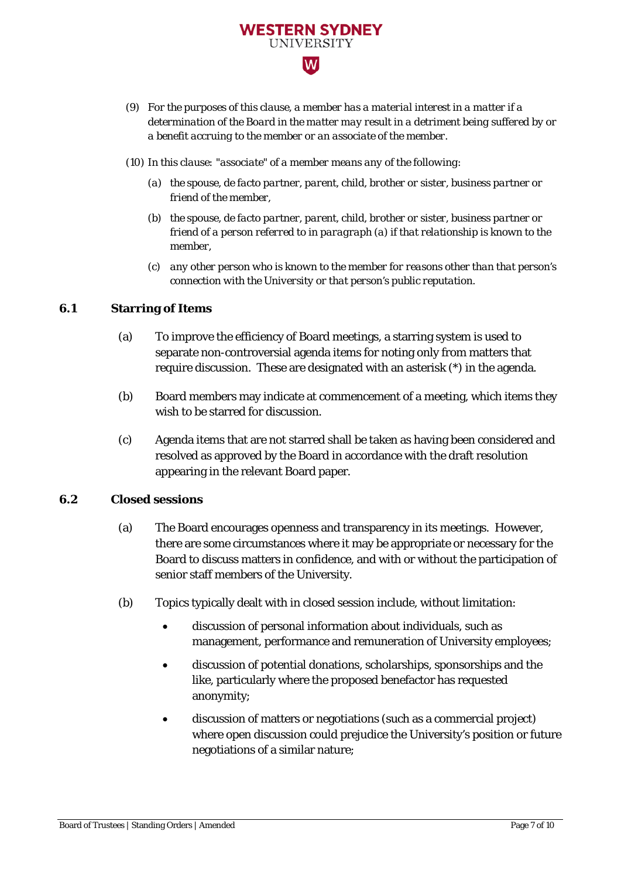*(9) For the purposes of this clause, a member has a material interest in a matter if a determination of the Board in the matter may result in a detriment being suffered by or a benefit accruing to the member or an associate of the member.*

*(10) In this clause: "associate" of a member means any of the following:*

*(a) the spouse, de facto partner, parent, child, brother or sister, business partner or friend of the member,*

*(b) the spouse, de facto partner, parent, child, brother or sister, business partner or friend of a person referred to in paragraph (a) if that relationship is known to the member,*

*(c) any other person who is known to the member for reasons other than that person's connection with the University or that person's public reputation.*

### 6.1 Starring of Items

(a) To improve the efficiency of Board meetings, a starring system is used to separate non-controversial agenda items for noting only from matters that require discussion. These are designated with an asterisk (*) in the agenda.

(b) Board members may indicate at commencement of a meeting, which items they wish to be starred for discussion.

(c) Agenda items that are not starred shall be taken as having been considered and resolved as approved by the Board in accordance with the draft resolution appearing in the relevant Board paper.

### 6.2 Closed sessions

(a) The Board encourages openness and transparency in its meetings. However, there are some circumstances where it may be appropriate or necessary for the Board to discuss matters in confidence, and with or without the participation of senior staff members of the University.

(b) Topics typically dealt with in closed session include, without limitation:

- discussion of personal information about individuals, such as management, performance and remuneration of University employees;
- discussion of potential donations, scholarships, sponsorships and the like, particularly where the proposed benefactor has requested anonymity;
- discussion of matters or negotiations (such as a commercial project) where open discussion could prejudice the University's position or future negotiations of a similar nature;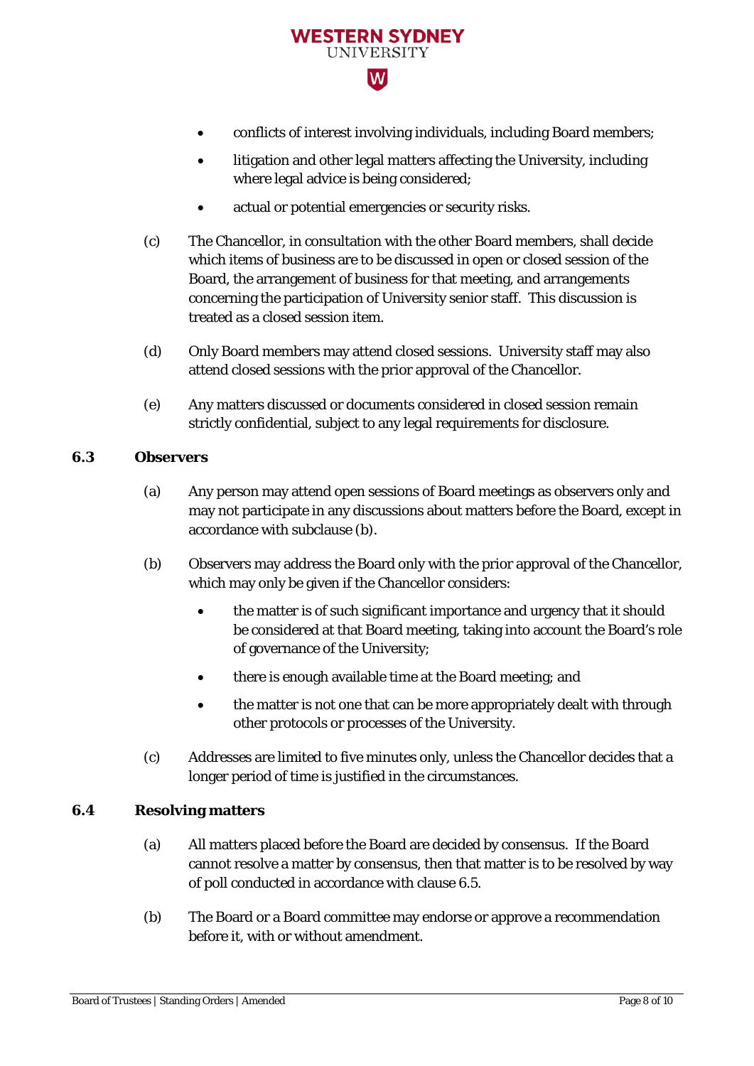- conflicts of interest involving individuals, including Board members;
- litigation and other legal matters affecting the University, including where legal advice is being considered;
- actual or potential emergencies or security risks.

(c) The Chancellor, in consultation with the other Board members, shall decide which items of business are to be discussed in open or closed session of the Board, the arrangement of business for that meeting, and arrangements concerning the participation of University senior staff. This discussion is treated as a closed session item.

(d) Only Board members may attend closed sessions. University staff may also attend closed sessions with the prior approval of the Chancellor.

(e) Any matters discussed or documents considered in closed session remain strictly confidential, subject to any legal requirements for disclosure.

### 6.3 Observers

(a) Any person may attend open sessions of Board meetings as observers only and may not participate in any discussions about matters before the Board, except in accordance with subclause (b).

(b) Observers may address the Board only with the prior approval of the Chancellor, which may only be given if the Chancellor considers:

- the matter is of such significant importance and urgency that it should be considered at that Board meeting, taking into account the Board's role of governance of the University;
- there is enough available time at the Board meeting; and
- the matter is not one that can be more appropriately dealt with through other protocols or processes of the University.

(c) Addresses are limited to five minutes only, unless the Chancellor decides that a longer period of time is justified in the circumstances.

### 6.4 Resolving matters

(a) All matters placed before the Board are decided by consensus. If the Board cannot resolve a matter by consensus, then that matter is to be resolved by way of poll conducted in accordance with clause 6.5.

(b) The Board or a Board committee may endorse or approve a recommendation before it, with or without amendment.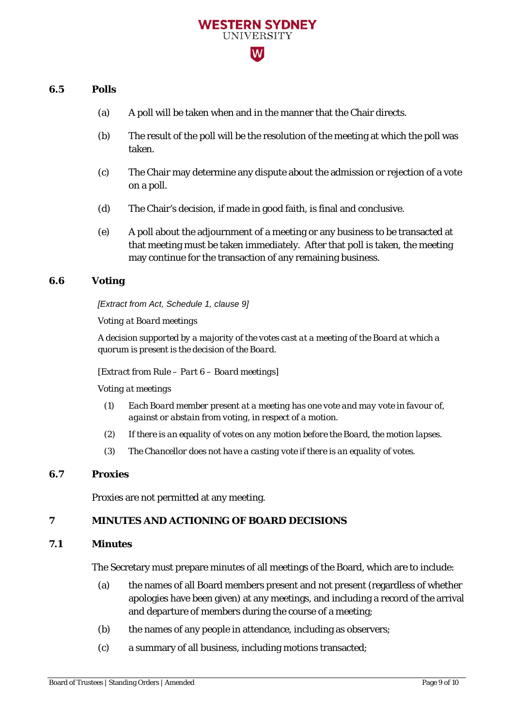### 6.5 Polls

(a) A poll will be taken when and in the manner that the Chair directs.

(b) The result of the poll will be the resolution of the meeting at which the poll was taken.

(c) The Chair may determine any dispute about the admission or rejection of a vote on a poll.

(d) The Chair's decision, if made in good faith, is final and conclusive.

(e) A poll about the adjournment of a meeting or any business to be transacted at that meeting must be taken immediately. After that poll is taken, the meeting may continue for the transaction of any remaining business.

### 6.6 Voting

*[Extract from Act, Schedule 1, clause 9]*

*Voting at Board meetings*

*A decision supported by a majority of the votes cast at a meeting of the Board at which a quorum is present is the decision of the Board.*

*[Extract from Rule – Part 6 – Board meetings]*

*Voting at meetings*

*(1) Each Board member present at a meeting has one vote and may vote in favour of, against or abstain from voting, in respect of a motion.*

*(2) If there is an equality of votes on any motion before the Board, the motion lapses.*

*(3) The Chancellor does not have a casting vote if there is an equality of votes.*

### 6.7 Proxies

Proxies are not permitted at any meeting.

## 7 MINUTES AND ACTIONING OF BOARD DECISIONS

### 7.1 Minutes

The Secretary must prepare minutes of all meetings of the Board, which are to include:

(a) the names of all Board members present and not present (regardless of whether apologies have been given) at any meetings, and including a record of the arrival and departure of members during the course of a meeting;

(b) the names of any people in attendance, including as observers;

(c) a summary of all business, including motions transacted;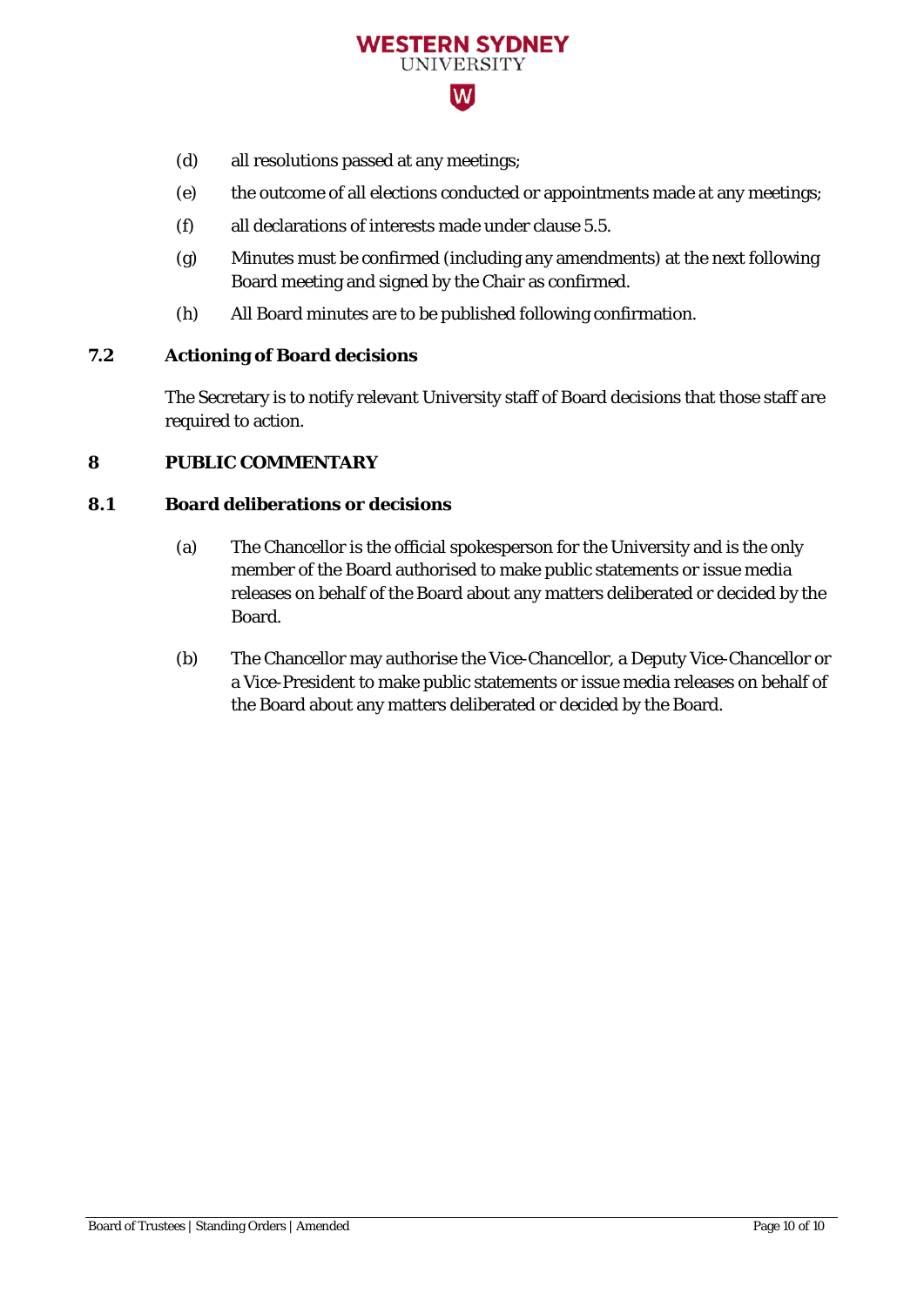(d) all resolutions passed at any meetings;

(e) the outcome of all elections conducted or appointments made at any meetings;

(f) all declarations of interests made under clause 5.5.

(g) Minutes must be confirmed (including any amendments) at the next following Board meeting and signed by the Chair as confirmed.

(h) All Board minutes are to be published following confirmation.

### 7.2 Actioning of Board decisions

The Secretary is to notify relevant University staff of Board decisions that those staff are required to action.

## 8 PUBLIC COMMENTARY

### 8.1 Board deliberations or decisions

(a) The Chancellor is the official spokesperson for the University and is the only member of the Board authorised to make public statements or issue media releases on behalf of the Board about any matters deliberated or decided by the Board.

(b) The Chancellor may authorise the Vice-Chancellor, a Deputy Vice-Chancellor or a Vice-President to make public statements or issue media releases on behalf of the Board about any matters deliberated or decided by the Board.